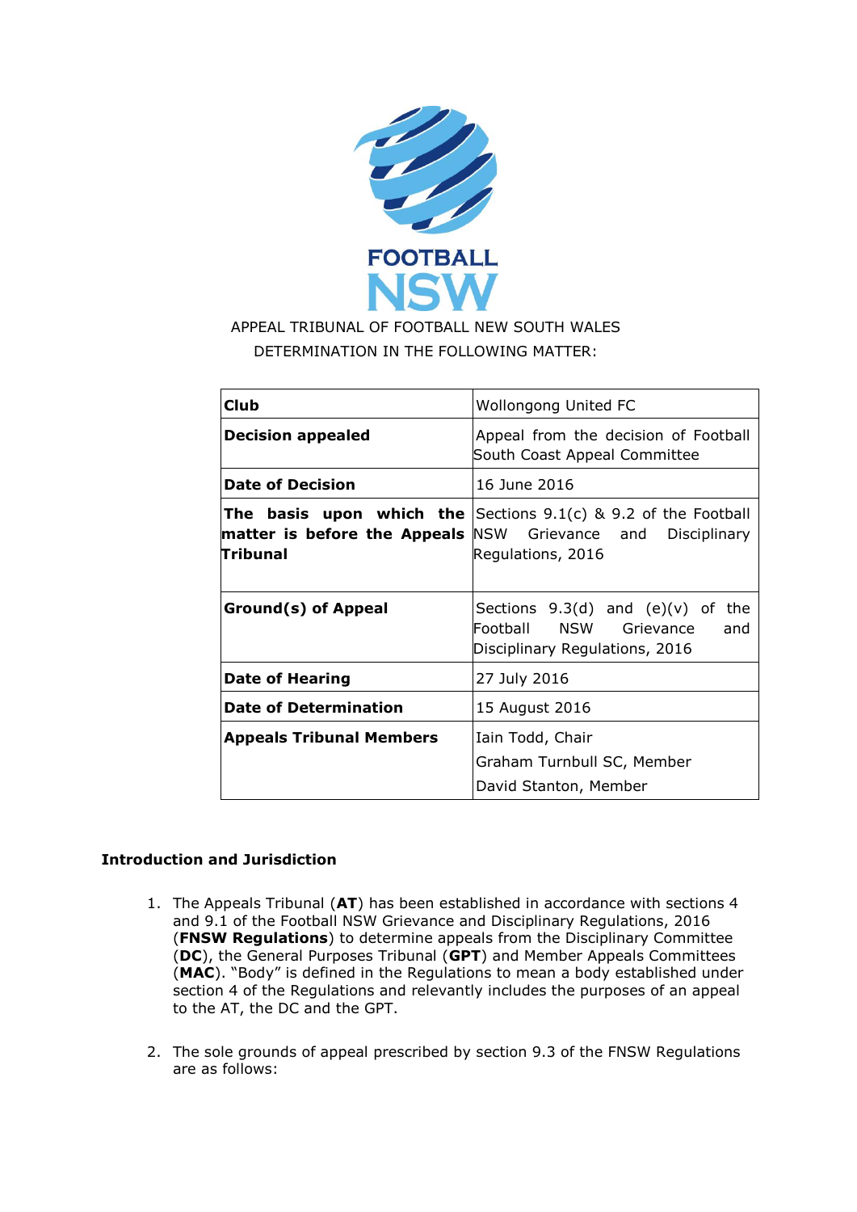APPEAL TRIBUNAL OF FOOTBALL NEW SOUTH WALES
DETERMINATION IN THE FOLLOWING MATTER:

| | |
|---|---|
| **Club** | Wollongong United FC |
| **Decision appealed** | Appeal from the decision of Football South Coast Appeal Committee |
| **Date of Decision** | 16 June 2016 |
| **The basis upon which the matter is before the Appeals Tribunal** | Sections 9.1(c) & 9.2 of the Football NSW Grievance and Disciplinary Regulations, 2016 |
| **Ground(s) of Appeal** | Sections 9.3(d) and (e)(v) of the Football NSW Grievance and Disciplinary Regulations, 2016 |
| **Date of Hearing** | 27 July 2016 |
| **Date of Determination** | 15 August 2016 |
| **Appeals Tribunal Members** | Iain Todd, Chair<br>Graham Turnbull SC, Member<br>David Stanton, Member |

### Introduction and Jurisdiction

1. The Appeals Tribunal (**AT**) has been established in accordance with sections 4 and 9.1 of the Football NSW Grievance and Disciplinary Regulations, 2016 (**FNSW Regulations**) to determine appeals from the Disciplinary Committee (**DC**), the General Purposes Tribunal (**GPT**) and Member Appeals Committees (**MAC**). "Body" is defined in the Regulations to mean a body established under section 4 of the Regulations and relevantly includes the purposes of an appeal to the AT, the DC and the GPT.

2. The sole grounds of appeal prescribed by section 9.3 of the FNSW Regulations are as follows: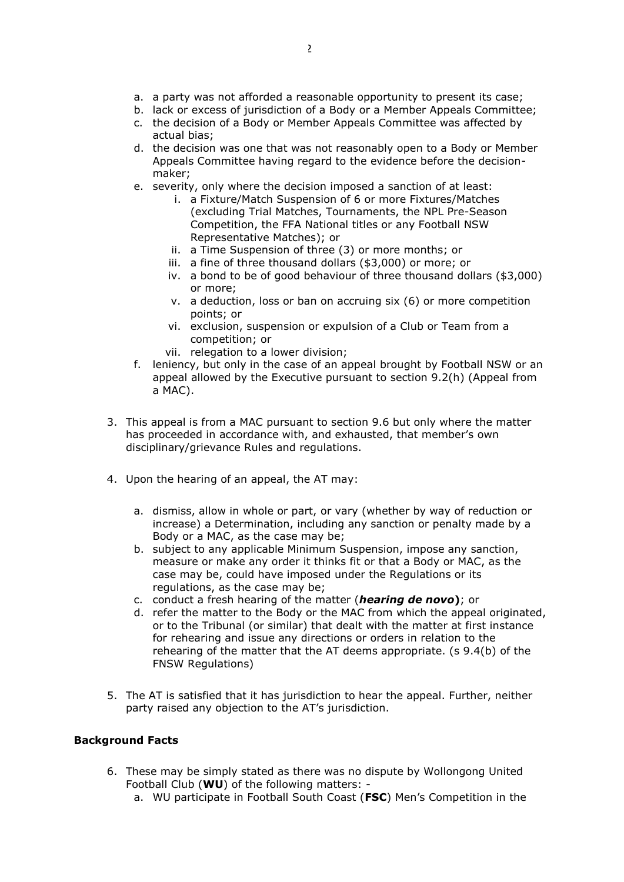a. a party was not afforded a reasonable opportunity to present its case;
   b. lack or excess of jurisdiction of a Body or a Member Appeals Committee;
   c. the decision of a Body or Member Appeals Committee was affected by actual bias;
   d. the decision was one that was not reasonably open to a Body or Member Appeals Committee having regard to the evidence before the decision-maker;
   e. severity, only where the decision imposed a sanction of at least:
      i. a Fixture/Match Suspension of 6 or more Fixtures/Matches (excluding Trial Matches, Tournaments, the NPL Pre-Season Competition, the FFA National titles or any Football NSW Representative Matches); or
      ii. a Time Suspension of three (3) or more months; or
      iii. a fine of three thousand dollars ($3,000) or more; or
      iv. a bond to be of good behaviour of three thousand dollars ($3,000) or more;
      v. a deduction, loss or ban on accruing six (6) or more competition points; or
      vi. exclusion, suspension or expulsion of a Club or Team from a competition; or
      vii. relegation to a lower division;
   f. leniency, but only in the case of an appeal brought by Football NSW or an appeal allowed by the Executive pursuant to section 9.2(h) (Appeal from a MAC).

3. This appeal is from a MAC pursuant to section 9.6 but only where the matter has proceeded in accordance with, and exhausted, that member's own disciplinary/grievance Rules and regulations.

4. Upon the hearing of an appeal, the AT may:

   a. dismiss, allow in whole or part, or vary (whether by way of reduction or increase) a Determination, including any sanction or penalty made by a Body or a MAC, as the case may be;
   b. subject to any applicable Minimum Suspension, impose any sanction, measure or make any order it thinks fit or that a Body or MAC, as the case may be, could have imposed under the Regulations or its regulations, as the case may be;
   c. conduct a fresh hearing of the matter (***hearing de novo***); or
   d. refer the matter to the Body or the MAC from which the appeal originated, or to the Tribunal (or similar) that dealt with the matter at first instance for rehearing and issue any directions or orders in relation to the rehearing of the matter that the AT deems appropriate. (s 9.4(b) of the FNSW Regulations)

5. The AT is satisfied that it has jurisdiction to hear the appeal. Further, neither party raised any objection to the AT's jurisdiction.

**Background Facts**

6. These may be simply stated as there was no dispute by Wollongong United Football Club (**WU**) of the following matters: -
   a. WU participate in Football South Coast (**FSC**) Men's Competition in the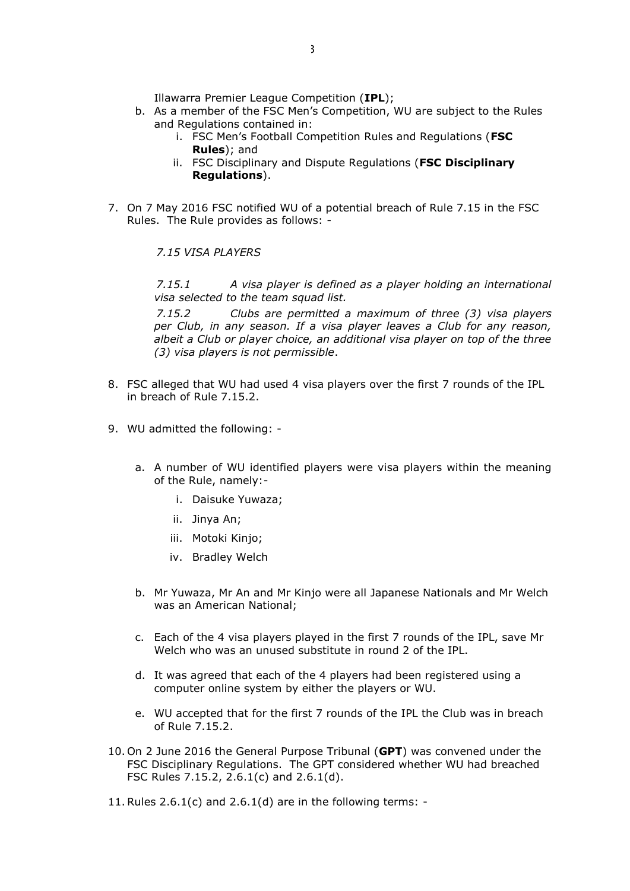Illawarra Premier League Competition (**IPL**);

b. As a member of the FSC Men's Competition, WU are subject to the Rules and Regulations contained in:
    i. FSC Men's Football Competition Rules and Regulations (**FSC Rules**); and
    ii. FSC Disciplinary and Dispute Regulations (**FSC Disciplinary Regulations**).

7. On 7 May 2016 FSC notified WU of a potential breach of Rule 7.15 in the FSC Rules. The Rule provides as follows: -

    *7.15 VISA PLAYERS*

    *7.15.1 A visa player is defined as a player holding an international visa selected to the team squad list.*

    *7.15.2 Clubs are permitted a maximum of three (3) visa players per Club, in any season. If a visa player leaves a Club for any reason, albeit a Club or player choice, an additional visa player on top of the three (3) visa players is not permissible*.

8. FSC alleged that WU had used 4 visa players over the first 7 rounds of the IPL in breach of Rule 7.15.2.

9. WU admitted the following: -

    a. A number of WU identified players were visa players within the meaning of the Rule, namely:-
        i. Daisuke Yuwaza;
        ii. Jinya An;
        iii. Motoki Kinjo;
        iv. Bradley Welch

    b. Mr Yuwaza, Mr An and Mr Kinjo were all Japanese Nationals and Mr Welch was an American National;

    c. Each of the 4 visa players played in the first 7 rounds of the IPL, save Mr Welch who was an unused substitute in round 2 of the IPL.

    d. It was agreed that each of the 4 players had been registered using a computer online system by either the players or WU.

    e. WU accepted that for the first 7 rounds of the IPL the Club was in breach of Rule 7.15.2.

10. On 2 June 2016 the General Purpose Tribunal (**GPT**) was convened under the FSC Disciplinary Regulations. The GPT considered whether WU had breached FSC Rules 7.15.2, 2.6.1(c) and 2.6.1(d).

11. Rules 2.6.1(c) and 2.6.1(d) are in the following terms: -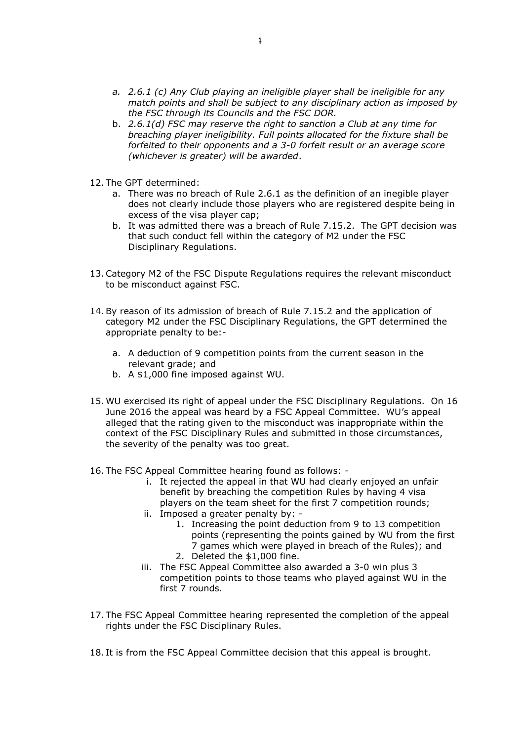a. *2.6.1 (c) Any Club playing an ineligible player shall be ineligible for any match points and shall be subject to any disciplinary action as imposed by the FSC through its Councils and the FSC DOR.*
b. *2.6.1(d) FSC may reserve the right to sanction a Club at any time for breaching player ineligibility. Full points allocated for the fixture shall be forfeited to their opponents and a 3-0 forfeit result or an average score (whichever is greater) will be awarded*.

12. The GPT determined:
    a. There was no breach of Rule 2.6.1 as the definition of an inegible player does not clearly include those players who are registered despite being in excess of the visa player cap;
    b. It was admitted there was a breach of Rule 7.15.2. The GPT decision was that such conduct fell within the category of M2 under the FSC Disciplinary Regulations.

13. Category M2 of the FSC Dispute Regulations requires the relevant misconduct to be misconduct against FSC.

14. By reason of its admission of breach of Rule 7.15.2 and the application of category M2 under the FSC Disciplinary Regulations, the GPT determined the appropriate penalty to be:-
    a. A deduction of 9 competition points from the current season in the relevant grade; and
    b. A $1,000 fine imposed against WU.

15. WU exercised its right of appeal under the FSC Disciplinary Regulations. On 16 June 2016 the appeal was heard by a FSC Appeal Committee. WU's appeal alleged that the rating given to the misconduct was inappropriate within the context of the FSC Disciplinary Rules and submitted in those circumstances, the severity of the penalty was too great.

16. The FSC Appeal Committee hearing found as follows: -
    i. It rejected the appeal in that WU had clearly enjoyed an unfair benefit by breaching the competition Rules by having 4 visa players on the team sheet for the first 7 competition rounds;
    ii. Imposed a greater penalty by: -
        1. Increasing the point deduction from 9 to 13 competition points (representing the points gained by WU from the first 7 games which were played in breach of the Rules); and
        2. Deleted the $1,000 fine.
    iii. The FSC Appeal Committee also awarded a 3-0 win plus 3 competition points to those teams who played against WU in the first 7 rounds.

17. The FSC Appeal Committee hearing represented the completion of the appeal rights under the FSC Disciplinary Rules.

18. It is from the FSC Appeal Committee decision that this appeal is brought.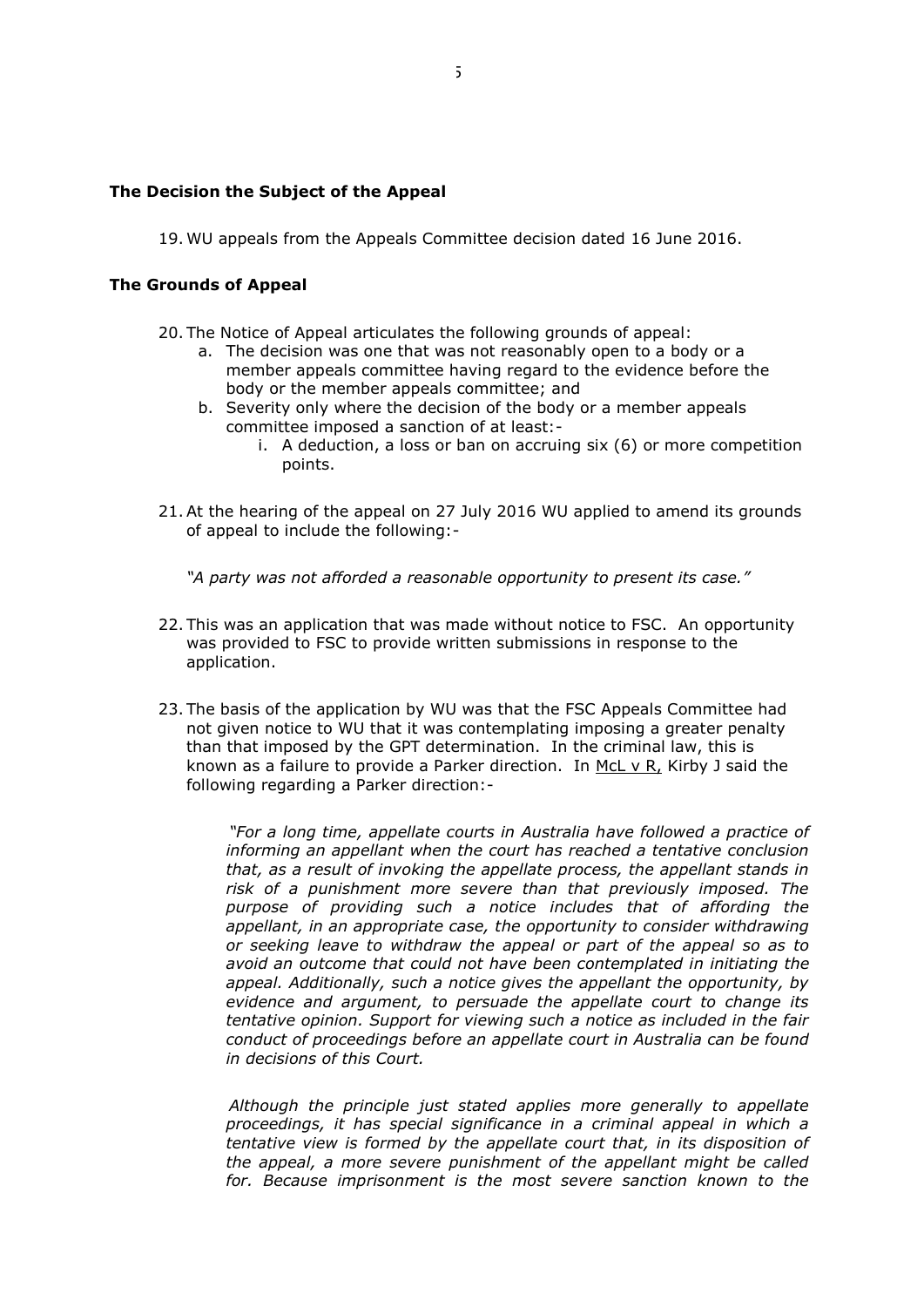### The Decision the Subject of the Appeal

19. WU appeals from the Appeals Committee decision dated 16 June 2016.

### The Grounds of Appeal

20. The Notice of Appeal articulates the following grounds of appeal:
    a. The decision was one that was not reasonably open to a body or a member appeals committee having regard to the evidence before the body or the member appeals committee; and
    b. Severity only where the decision of the body or a member appeals committee imposed a sanction of at least:-
        i. A deduction, a loss or ban on accruing six (6) or more competition points.

21. At the hearing of the appeal on 27 July 2016 WU applied to amend its grounds of appeal to include the following:-

    *"A party was not afforded a reasonable opportunity to present its case."*

22. This was an application that was made without notice to FSC. An opportunity was provided to FSC to provide written submissions in response to the application.

23. The basis of the application by WU was that the FSC Appeals Committee had not given notice to WU that it was contemplating imposing a greater penalty than that imposed by the GPT determination. In the criminal law, this is known as a failure to provide a Parker direction. In McL v R, Kirby J said the following regarding a Parker direction:-

    > *"For a long time, appellate courts in Australia have followed a practice of informing an appellant when the court has reached a tentative conclusion that, as a result of invoking the appellate process, the appellant stands in risk of a punishment more severe than that previously imposed. The purpose of providing such a notice includes that of affording the appellant, in an appropriate case, the opportunity to consider withdrawing or seeking leave to withdraw the appeal or part of the appeal so as to avoid an outcome that could not have been contemplated in initiating the appeal. Additionally, such a notice gives the appellant the opportunity, by evidence and argument, to persuade the appellate court to change its tentative opinion. Support for viewing such a notice as included in the fair conduct of proceedings before an appellate court in Australia can be found in decisions of this Court.*
    >
    > *Although the principle just stated applies more generally to appellate proceedings, it has special significance in a criminal appeal in which a tentative view is formed by the appellate court that, in its disposition of the appeal, a more severe punishment of the appellant might be called for. Because imprisonment is the most severe sanction known to the*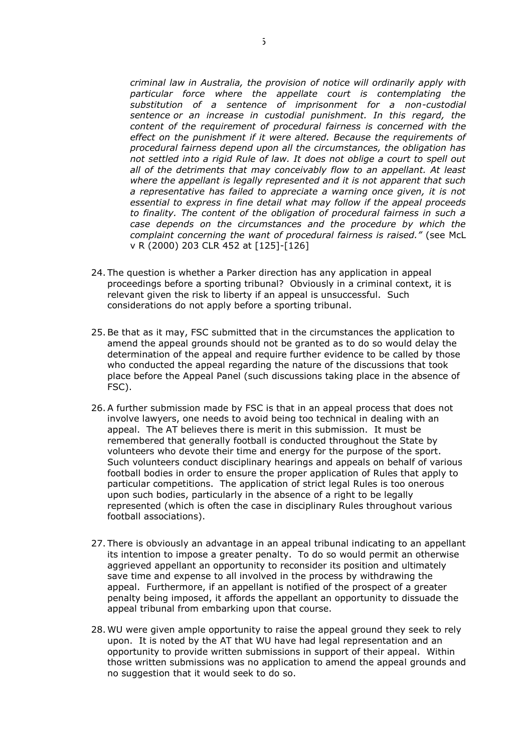*criminal law in Australia, the provision of notice will ordinarily apply with particular force where the appellate court is contemplating the substitution of a sentence of imprisonment for a non-custodial sentence or an increase in custodial punishment. In this regard, the content of the requirement of procedural fairness is concerned with the effect on the punishment if it were altered. Because the requirements of procedural fairness depend upon all the circumstances, the obligation has not settled into a rigid Rule of law. It does not oblige a court to spell out all of the detriments that may conceivably flow to an appellant. At least where the appellant is legally represented and it is not apparent that such a representative has failed to appreciate a warning once given, it is not essential to express in fine detail what may follow if the appeal proceeds to finality. The content of the obligation of procedural fairness in such a case depends on the circumstances and the procedure by which the complaint concerning the want of procedural fairness is raised."* (see McL v R (2000) 203 CLR 452 at [125]-[126]

24. The question is whether a Parker direction has any application in appeal proceedings before a sporting tribunal? Obviously in a criminal context, it is relevant given the risk to liberty if an appeal is unsuccessful. Such considerations do not apply before a sporting tribunal.

25. Be that as it may, FSC submitted that in the circumstances the application to amend the appeal grounds should not be granted as to do so would delay the determination of the appeal and require further evidence to be called by those who conducted the appeal regarding the nature of the discussions that took place before the Appeal Panel (such discussions taking place in the absence of FSC).

26. A further submission made by FSC is that in an appeal process that does not involve lawyers, one needs to avoid being too technical in dealing with an appeal. The AT believes there is merit in this submission. It must be remembered that generally football is conducted throughout the State by volunteers who devote their time and energy for the purpose of the sport. Such volunteers conduct disciplinary hearings and appeals on behalf of various football bodies in order to ensure the proper application of Rules that apply to particular competitions. The application of strict legal Rules is too onerous upon such bodies, particularly in the absence of a right to be legally represented (which is often the case in disciplinary Rules throughout various football associations).

27. There is obviously an advantage in an appeal tribunal indicating to an appellant its intention to impose a greater penalty. To do so would permit an otherwise aggrieved appellant an opportunity to reconsider its position and ultimately save time and expense to all involved in the process by withdrawing the appeal. Furthermore, if an appellant is notified of the prospect of a greater penalty being imposed, it affords the appellant an opportunity to dissuade the appeal tribunal from embarking upon that course.

28. WU were given ample opportunity to raise the appeal ground they seek to rely upon. It is noted by the AT that WU have had legal representation and an opportunity to provide written submissions in support of their appeal. Within those written submissions was no application to amend the appeal grounds and no suggestion that it would seek to do so.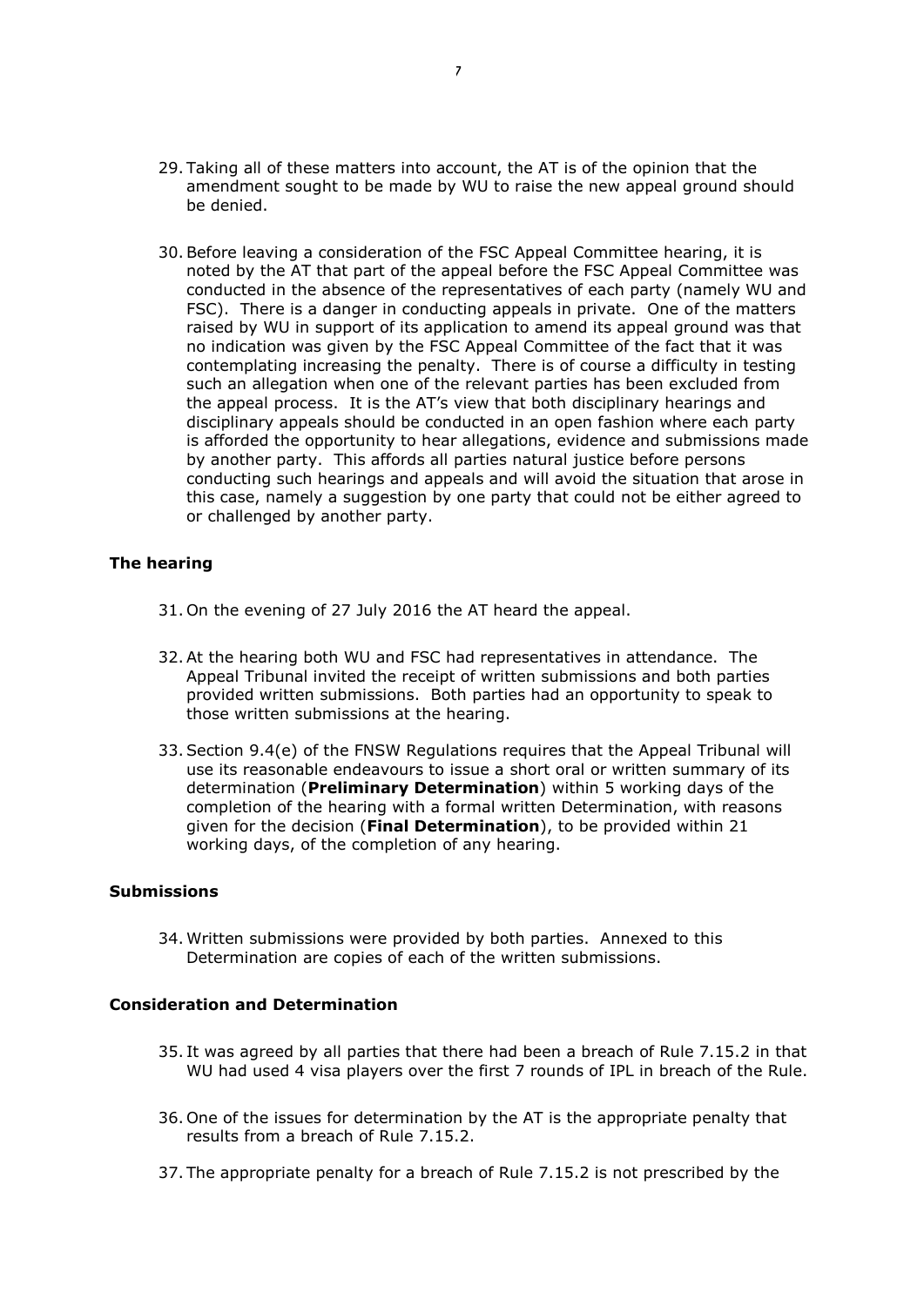29. Taking all of these matters into account, the AT is of the opinion that the amendment sought to be made by WU to raise the new appeal ground should be denied.

30. Before leaving a consideration of the FSC Appeal Committee hearing, it is noted by the AT that part of the appeal before the FSC Appeal Committee was conducted in the absence of the representatives of each party (namely WU and FSC). There is a danger in conducting appeals in private. One of the matters raised by WU in support of its application to amend its appeal ground was that no indication was given by the FSC Appeal Committee of the fact that it was contemplating increasing the penalty. There is of course a difficulty in testing such an allegation when one of the relevant parties has been excluded from the appeal process. It is the AT's view that both disciplinary hearings and disciplinary appeals should be conducted in an open fashion where each party is afforded the opportunity to hear allegations, evidence and submissions made by another party. This affords all parties natural justice before persons conducting such hearings and appeals and will avoid the situation that arose in this case, namely a suggestion by one party that could not be either agreed to or challenged by another party.

### The hearing

31. On the evening of 27 July 2016 the AT heard the appeal.

32. At the hearing both WU and FSC had representatives in attendance. The Appeal Tribunal invited the receipt of written submissions and both parties provided written submissions. Both parties had an opportunity to speak to those written submissions at the hearing.

33. Section 9.4(e) of the FNSW Regulations requires that the Appeal Tribunal will use its reasonable endeavours to issue a short oral or written summary of its determination (**Preliminary Determination**) within 5 working days of the completion of the hearing with a formal written Determination, with reasons given for the decision (**Final Determination**), to be provided within 21 working days, of the completion of any hearing.

### Submissions

34. Written submissions were provided by both parties. Annexed to this Determination are copies of each of the written submissions.

### Consideration and Determination

35. It was agreed by all parties that there had been a breach of Rule 7.15.2 in that WU had used 4 visa players over the first 7 rounds of IPL in breach of the Rule.

36. One of the issues for determination by the AT is the appropriate penalty that results from a breach of Rule 7.15.2.

37. The appropriate penalty for a breach of Rule 7.15.2 is not prescribed by the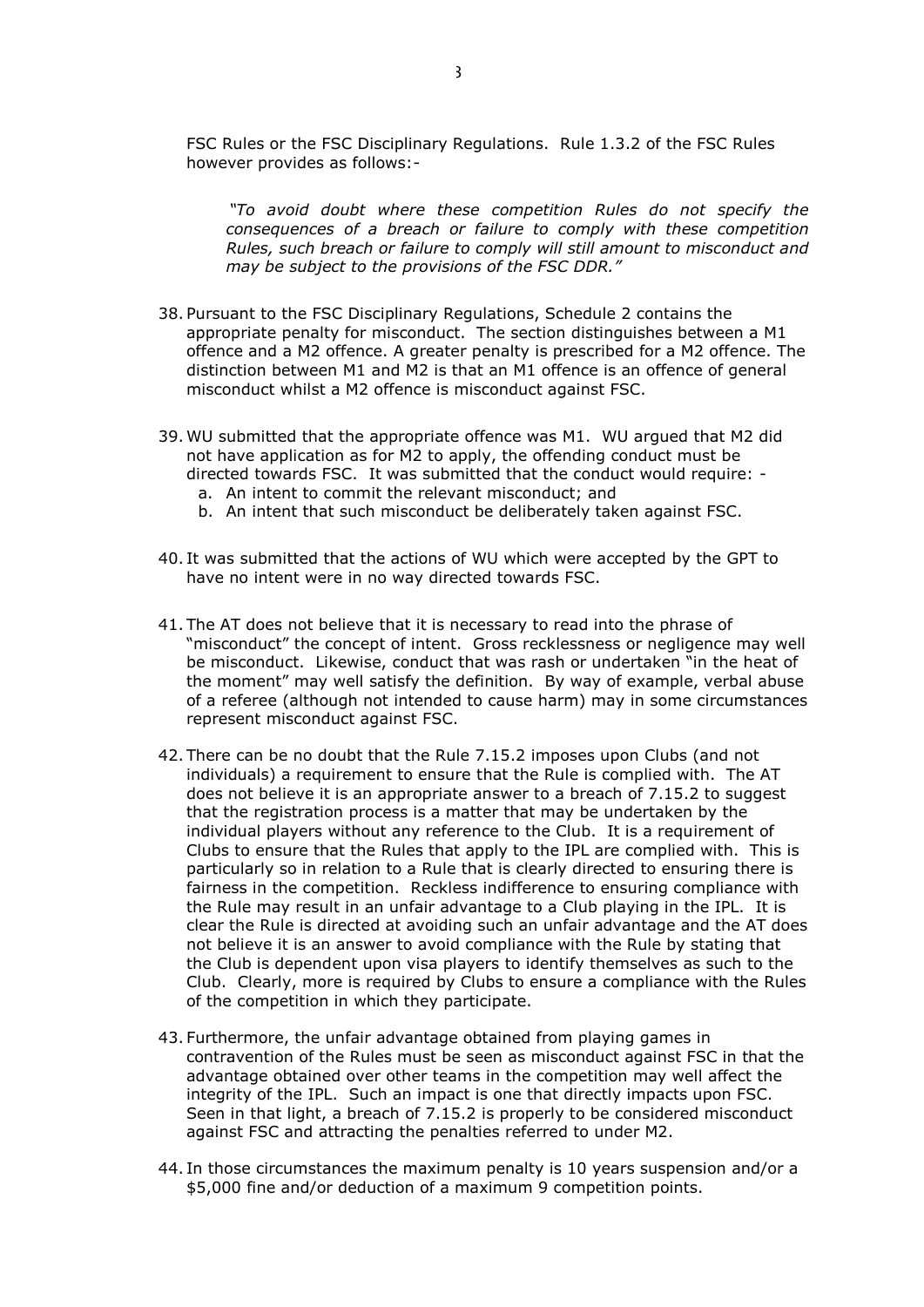FSC Rules or the FSC Disciplinary Regulations. Rule 1.3.2 of the FSC Rules however provides as follows:-

> *"To avoid doubt where these competition Rules do not specify the consequences of a breach or failure to comply with these competition Rules, such breach or failure to comply will still amount to misconduct and may be subject to the provisions of the FSC DDR."*

38. Pursuant to the FSC Disciplinary Regulations, Schedule 2 contains the appropriate penalty for misconduct. The section distinguishes between a M1 offence and a M2 offence. A greater penalty is prescribed for a M2 offence. The distinction between M1 and M2 is that an M1 offence is an offence of general misconduct whilst a M2 offence is misconduct against FSC.

39. WU submitted that the appropriate offence was M1. WU argued that M2 did not have application as for M2 to apply, the offending conduct must be directed towards FSC. It was submitted that the conduct would require: -
    a. An intent to commit the relevant misconduct; and
    b. An intent that such misconduct be deliberately taken against FSC.

40. It was submitted that the actions of WU which were accepted by the GPT to have no intent were in no way directed towards FSC.

41. The AT does not believe that it is necessary to read into the phrase of "misconduct" the concept of intent. Gross recklessness or negligence may well be misconduct. Likewise, conduct that was rash or undertaken "in the heat of the moment" may well satisfy the definition. By way of example, verbal abuse of a referee (although not intended to cause harm) may in some circumstances represent misconduct against FSC.

42. There can be no doubt that the Rule 7.15.2 imposes upon Clubs (and not individuals) a requirement to ensure that the Rule is complied with. The AT does not believe it is an appropriate answer to a breach of 7.15.2 to suggest that the registration process is a matter that may be undertaken by the individual players without any reference to the Club. It is a requirement of Clubs to ensure that the Rules that apply to the IPL are complied with. This is particularly so in relation to a Rule that is clearly directed to ensuring there is fairness in the competition. Reckless indifference to ensuring compliance with the Rule may result in an unfair advantage to a Club playing in the IPL. It is clear the Rule is directed at avoiding such an unfair advantage and the AT does not believe it is an answer to avoid compliance with the Rule by stating that the Club is dependent upon visa players to identify themselves as such to the Club. Clearly, more is required by Clubs to ensure a compliance with the Rules of the competition in which they participate.

43. Furthermore, the unfair advantage obtained from playing games in contravention of the Rules must be seen as misconduct against FSC in that the advantage obtained over other teams in the competition may well affect the integrity of the IPL. Such an impact is one that directly impacts upon FSC. Seen in that light, a breach of 7.15.2 is properly to be considered misconduct against FSC and attracting the penalties referred to under M2.

44. In those circumstances the maximum penalty is 10 years suspension and/or a \$5,000 fine and/or deduction of a maximum 9 competition points.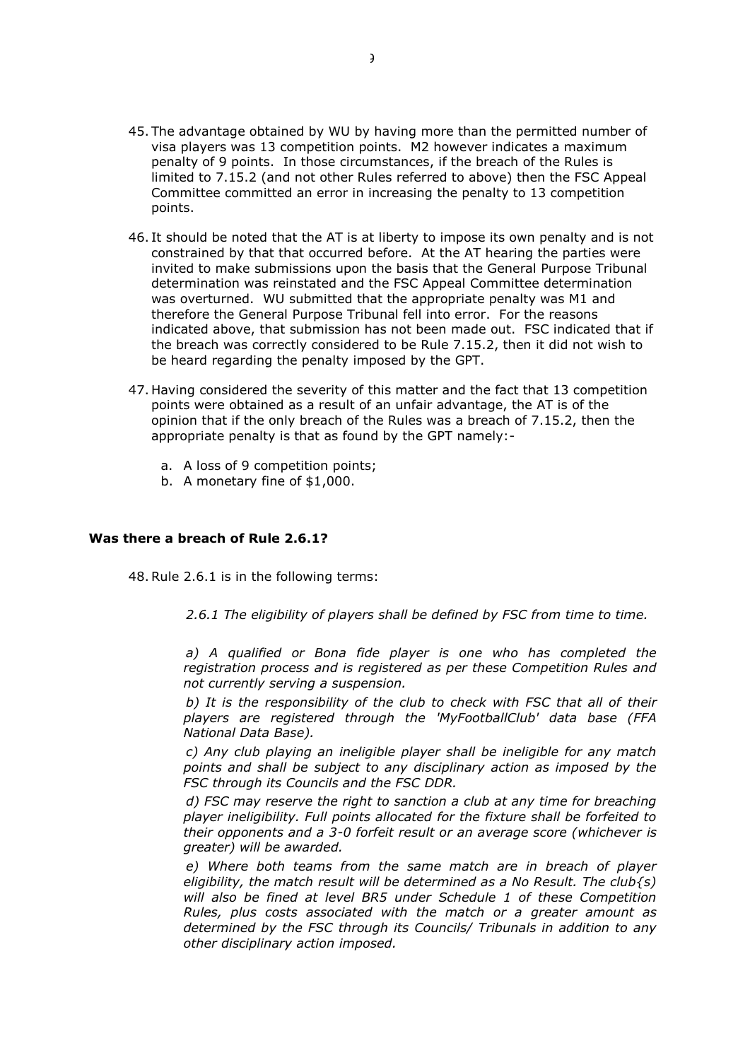45. The advantage obtained by WU by having more than the permitted number of visa players was 13 competition points. M2 however indicates a maximum penalty of 9 points. In those circumstances, if the breach of the Rules is limited to 7.15.2 (and not other Rules referred to above) then the FSC Appeal Committee committed an error in increasing the penalty to 13 competition points.

46. It should be noted that the AT is at liberty to impose its own penalty and is not constrained by that that occurred before. At the AT hearing the parties were invited to make submissions upon the basis that the General Purpose Tribunal determination was reinstated and the FSC Appeal Committee determination was overturned. WU submitted that the appropriate penalty was M1 and therefore the General Purpose Tribunal fell into error. For the reasons indicated above, that submission has not been made out. FSC indicated that if the breach was correctly considered to be Rule 7.15.2, then it did not wish to be heard regarding the penalty imposed by the GPT.

47. Having considered the severity of this matter and the fact that 13 competition points were obtained as a result of an unfair advantage, the AT is of the opinion that if the only breach of the Rules was a breach of 7.15.2, then the appropriate penalty is that as found by the GPT namely:-

    a. A loss of 9 competition points;
    b. A monetary fine of $1,000.

**Was there a breach of Rule 2.6.1?**

48. Rule 2.6.1 is in the following terms:

    *2.6.1 The eligibility of players shall be defined by FSC from time to time.*

    *a) A qualified or Bona fide player is one who has completed the registration process and is registered as per these Competition Rules and not currently serving a suspension.*

    *b) It is the responsibility of the club to check with FSC that all of their players are registered through the 'MyFootballClub' data base (FFA National Data Base).*

    *c) Any club playing an ineligible player shall be ineligible for any match points and shall be subject to any disciplinary action as imposed by the FSC through its Councils and the FSC DDR.*

    *d) FSC may reserve the right to sanction a club at any time for breaching player ineligibility. Full points allocated for the fixture shall be forfeited to their opponents and a 3-0 forfeit result or an average score (whichever is greater) will be awarded.*

    *e) Where both teams from the same match are in breach of player eligibility, the match result will be determined as a No Result. The club{s) will also be fined at level BR5 under Schedule 1 of these Competition Rules, plus costs associated with the match or a greater amount as determined by the FSC through its Councils/ Tribunals in addition to any other disciplinary action imposed.*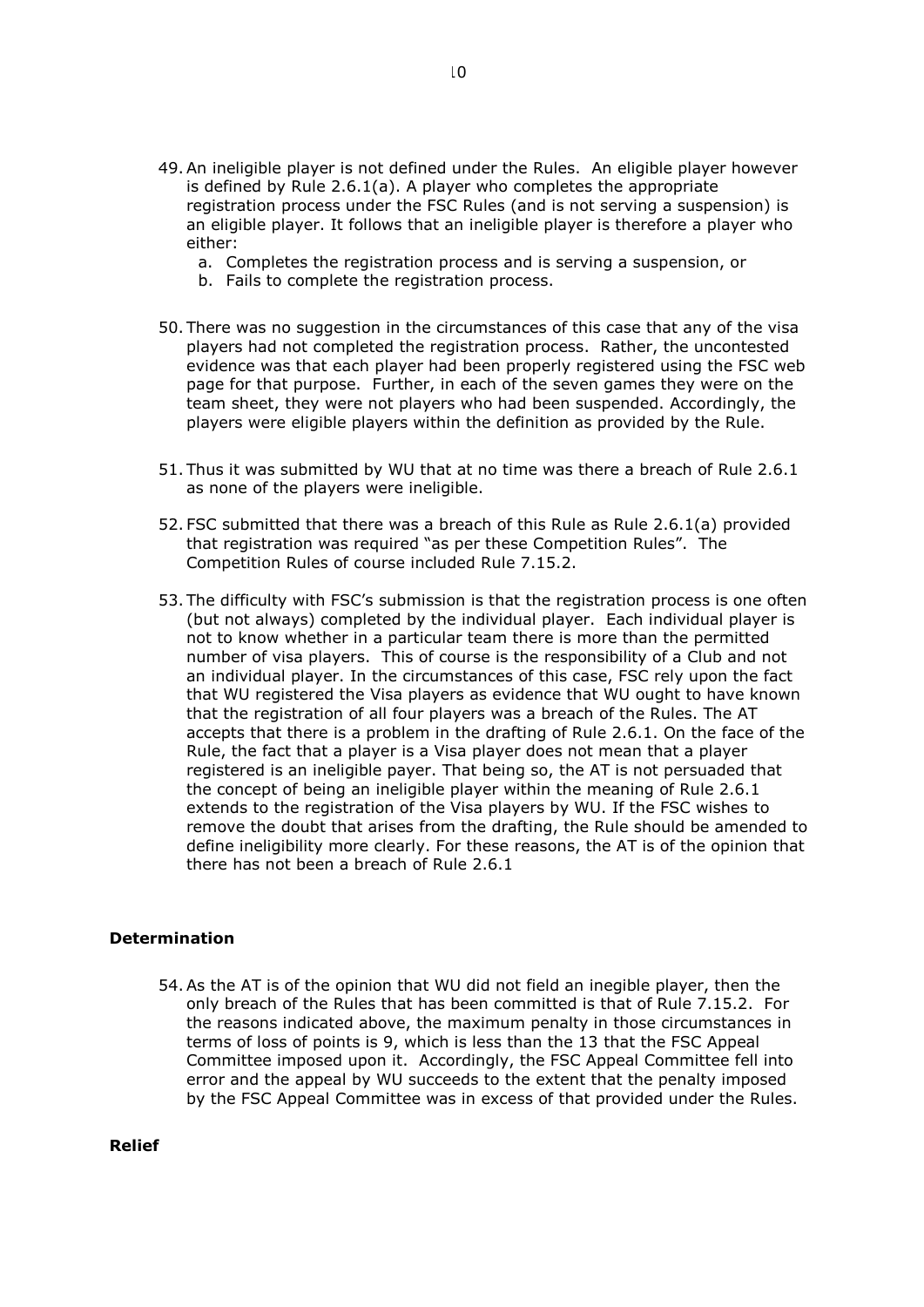49. An ineligible player is not defined under the Rules. An eligible player however is defined by Rule 2.6.1(a). A player who completes the appropriate registration process under the FSC Rules (and is not serving a suspension) is an eligible player. It follows that an ineligible player is therefore a player who either:
    a. Completes the registration process and is serving a suspension, or
    b. Fails to complete the registration process.

50. There was no suggestion in the circumstances of this case that any of the visa players had not completed the registration process. Rather, the uncontested evidence was that each player had been properly registered using the FSC web page for that purpose. Further, in each of the seven games they were on the team sheet, they were not players who had been suspended. Accordingly, the players were eligible players within the definition as provided by the Rule.

51. Thus it was submitted by WU that at no time was there a breach of Rule 2.6.1 as none of the players were ineligible.

52. FSC submitted that there was a breach of this Rule as Rule 2.6.1(a) provided that registration was required "as per these Competition Rules". The Competition Rules of course included Rule 7.15.2.

53. The difficulty with FSC's submission is that the registration process is one often (but not always) completed by the individual player. Each individual player is not to know whether in a particular team there is more than the permitted number of visa players. This of course is the responsibility of a Club and not an individual player. In the circumstances of this case, FSC rely upon the fact that WU registered the Visa players as evidence that WU ought to have known that the registration of all four players was a breach of the Rules. The AT accepts that there is a problem in the drafting of Rule 2.6.1. On the face of the Rule, the fact that a player is a Visa player does not mean that a player registered is an ineligible payer. That being so, the AT is not persuaded that the concept of being an ineligible player within the meaning of Rule 2.6.1 extends to the registration of the Visa players by WU. If the FSC wishes to remove the doubt that arises from the drafting, the Rule should be amended to define ineligibility more clearly. For these reasons, the AT is of the opinion that there has not been a breach of Rule 2.6.1

**Determination**

54. As the AT is of the opinion that WU did not field an inegible player, then the only breach of the Rules that has been committed is that of Rule 7.15.2. For the reasons indicated above, the maximum penalty in those circumstances in terms of loss of points is 9, which is less than the 13 that the FSC Appeal Committee imposed upon it. Accordingly, the FSC Appeal Committee fell into error and the appeal by WU succeeds to the extent that the penalty imposed by the FSC Appeal Committee was in excess of that provided under the Rules.

**Relief**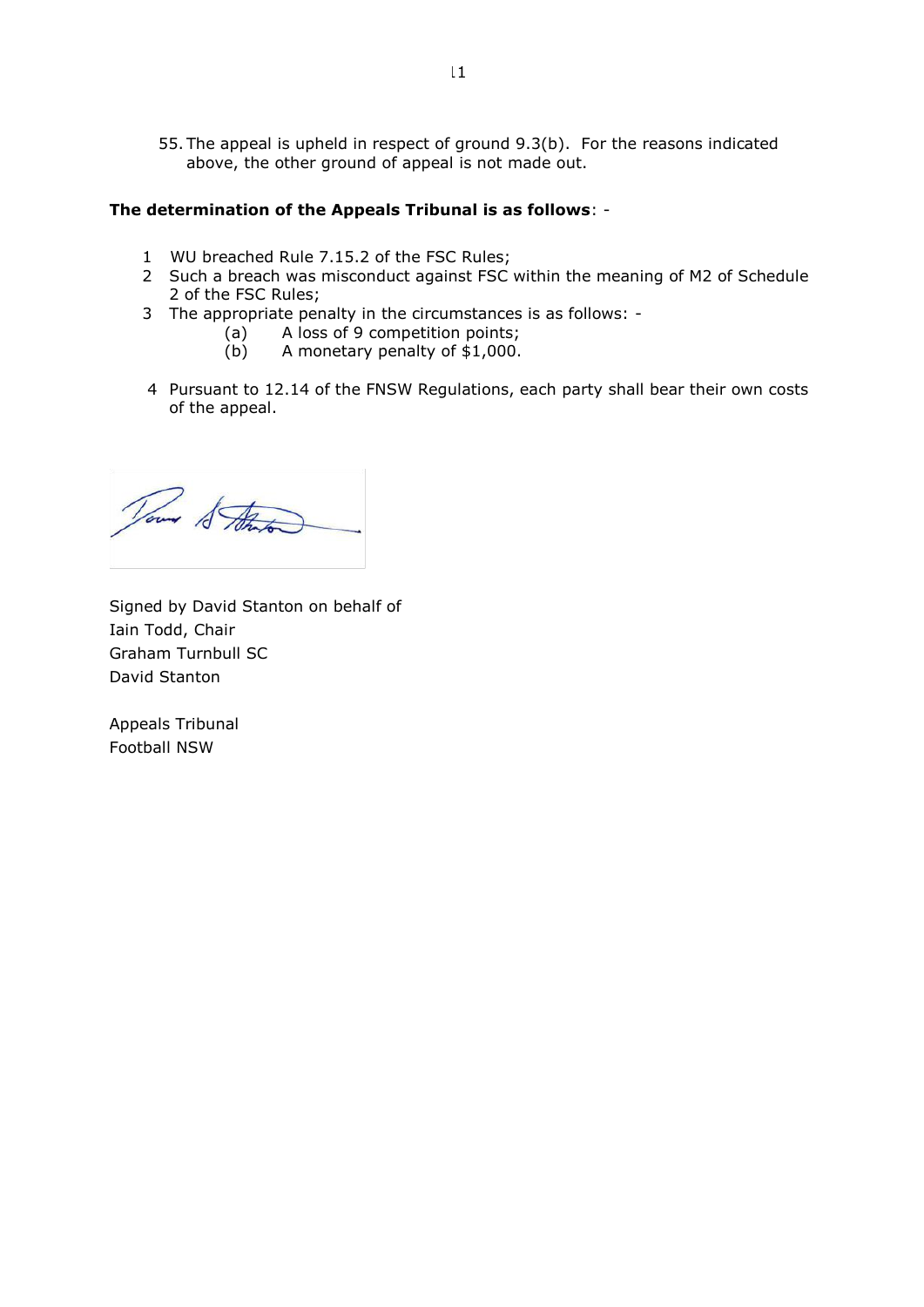55. The appeal is upheld in respect of ground 9.3(b). For the reasons indicated above, the other ground of appeal is not made out.

**The determination of the Appeals Tribunal is as follows**: -

1. WU breached Rule 7.15.2 of the FSC Rules;
2. Such a breach was misconduct against FSC within the meaning of M2 of Schedule 2 of the FSC Rules;
3. The appropriate penalty in the circumstances is as follows: -
   (a) A loss of 9 competition points;
   (b) A monetary penalty of $1,000.
4. Pursuant to 12.14 of the FNSW Regulations, each party shall bear their own costs of the appeal.

Signed by David Stanton on behalf of
Iain Todd, Chair
Graham Turnbull SC
David Stanton

Appeals Tribunal
Football NSW